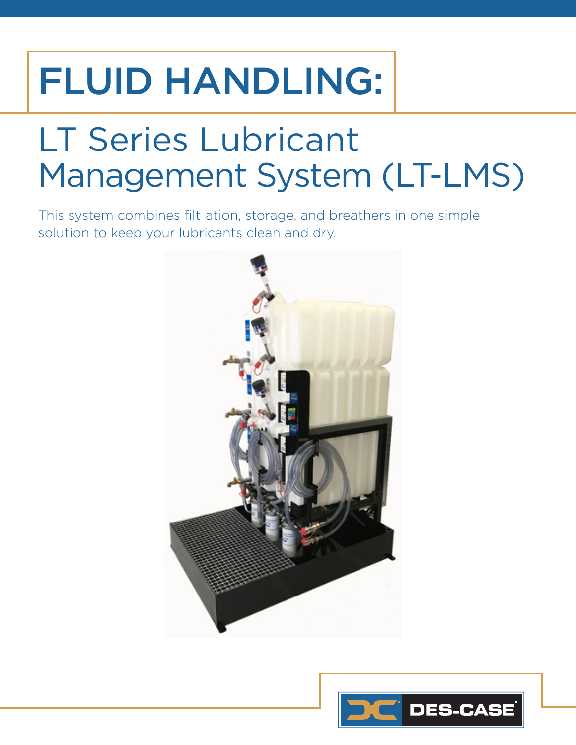# FLUID HANDLING:

## LT Series Lubricant Management System (LT-LMS)

This system combines filt ation, storage, and breathers in one simple solution to keep your lubricants clean and dry.

DES-CASE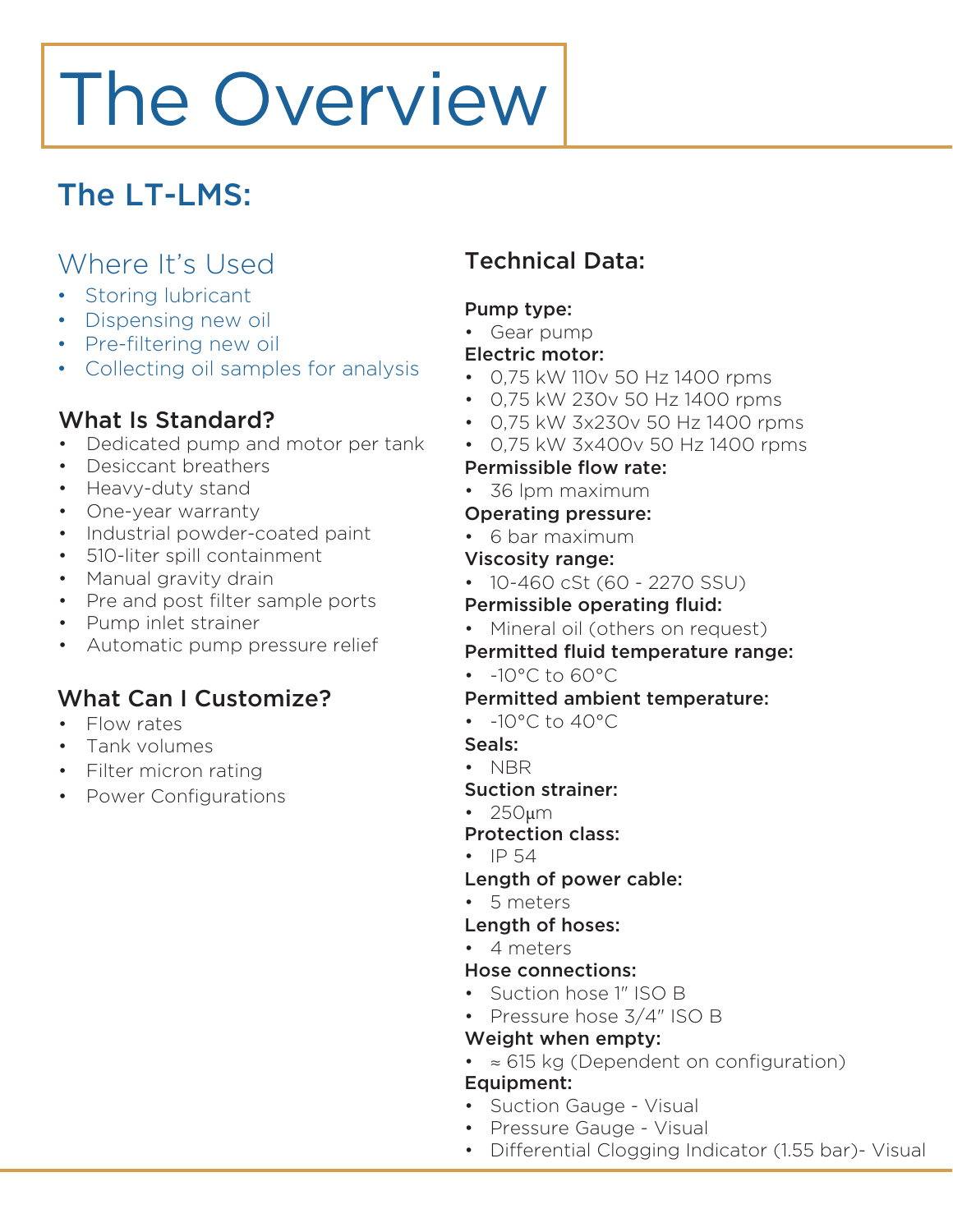# The Overview

## The LT-LMS:

### Where It's Used

- Storing lubricant
- Dispensing new oil
- Pre-filtering new oil
- Collecting oil samples for analysis

### What Is Standard?

- Dedicated pump and motor per tank
- Desiccant breathers
- Heavy-duty stand
- One-year warranty
- Industrial powder-coated paint
- 510-liter spill containment
- Manual gravity drain
- Pre and post filter sample ports
- Pump inlet strainer
- Automatic pump pressure relief

### What Can I Customize?

- Flow rates
- Tank volumes
- Filter micron rating
- Power Configurations

### Technical Data:

**Pump type:**
- Gear pump

**Electric motor:**
- 0,75 kW 110v 50 Hz 1400 rpms
- 0,75 kW 230v 50 Hz 1400 rpms
- 0,75 kW 3x230v 50 Hz 1400 rpms
- 0,75 kW 3x400v 50 Hz 1400 rpms

**Permissible flow rate:**
- 36 lpm maximum

**Operating pressure:**
- 6 bar maximum

**Viscosity range:**
- 10-460 cSt (60 - 2270 SSU)

**Permissible operating fluid:**
- Mineral oil (others on request)

**Permitted fluid temperature range:**
- -10°C to 60°C

**Permitted ambient temperature:**
- -10°C to 40°C

**Seals:**
- NBR

**Suction strainer:**
- 250µm

**Protection class:**
- IP 54

**Length of power cable:**
- 5 meters

**Length of hoses:**
- 4 meters

**Hose connections:**
- Suction hose 1" ISO B
- Pressure hose 3/4" ISO B

**Weight when empty:**
- ≈ 615 kg (Dependent on configuration)

**Equipment:**
- Suction Gauge - Visual
- Pressure Gauge - Visual
- Differential Clogging Indicator (1.55 bar)- Visual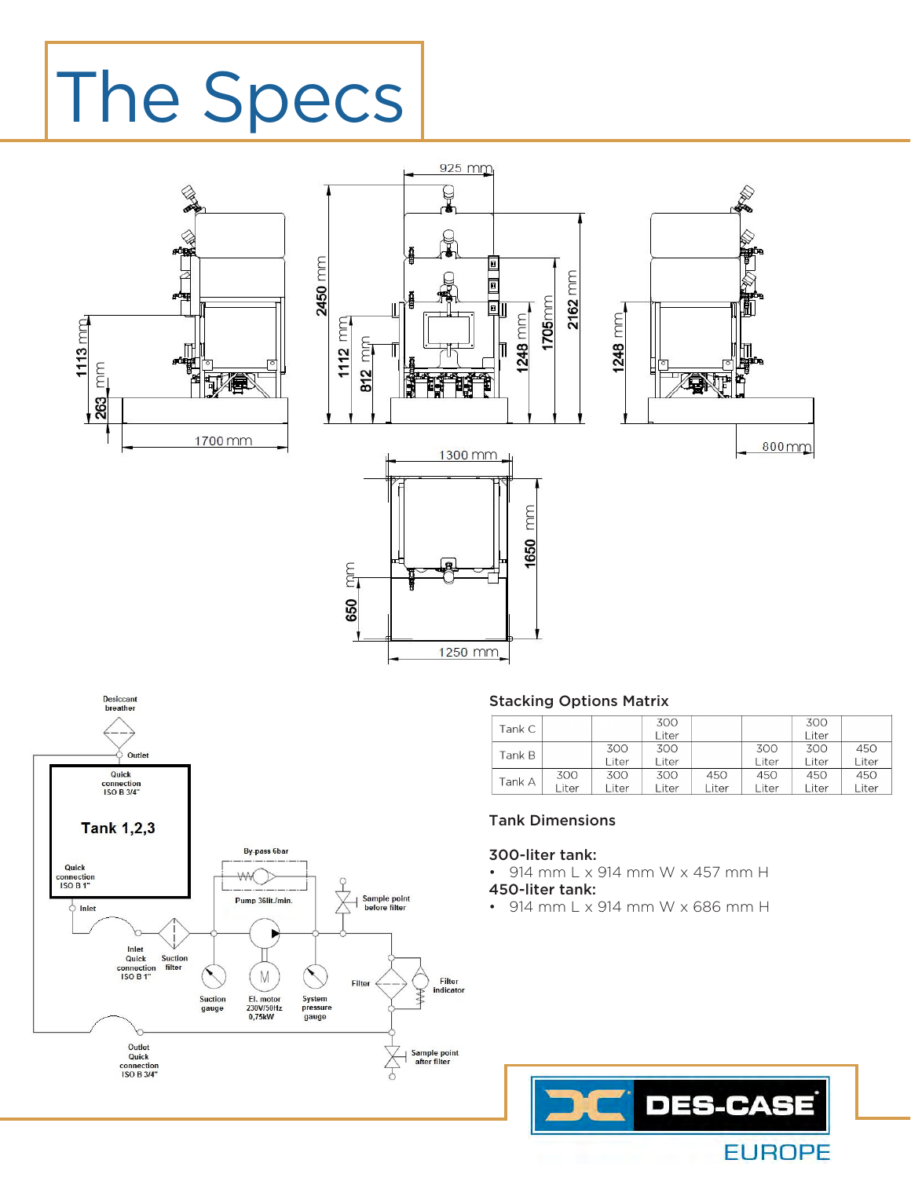# The Specs

## Stacking Options Matrix

| | | | | | | | |
|---|---|---|---|---|---|---|---|
| Tank C | | | 300 Liter | | | 300 Liter | |
| Tank B | | 300 Liter | 300 Liter | | 300 Liter | 300 Liter | 450 Liter |
| Tank A | 300 Liter | 300 Liter | 300 Liter | 450 Liter | 450 Liter | 450 Liter | 450 Liter |

## Tank Dimensions

**300-liter tank:**

- 914 mm L x 914 mm W x 457 mm H

**450-liter tank:**

- 914 mm L x 914 mm W x 686 mm H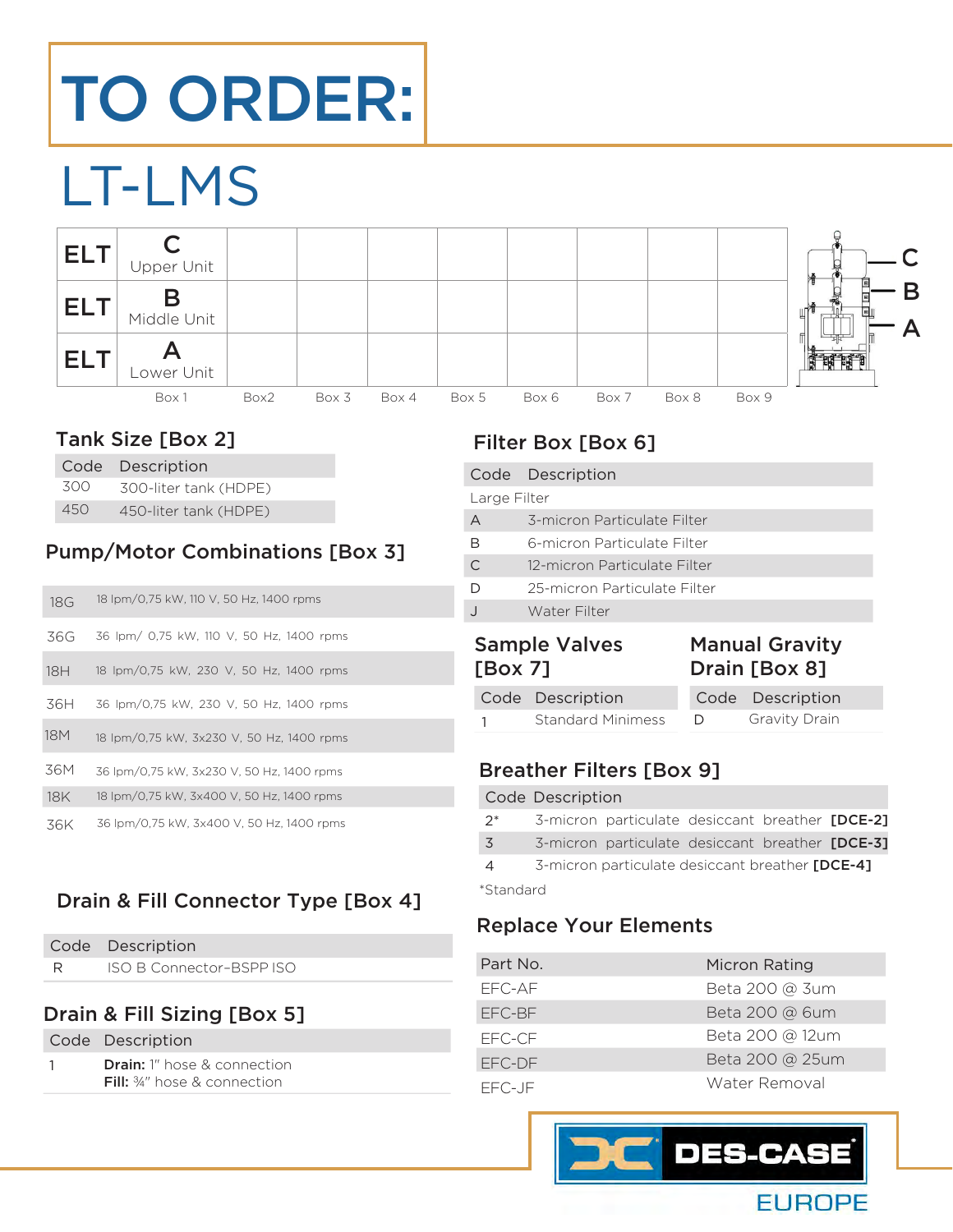# TO ORDER:

## LT-LMS

| ELT | C Upper Unit | | | | | | | | |
|---|---|---|---|---|---|---|---|---|---|
| ELT | B Middle Unit | | | | | | | | |
| ELT | A Lower Unit | | | | | | | | |
| | Box 1 | Box2 | Box 3 | Box 4 | Box 5 | Box 6 | Box 7 | Box 8 | Box 9 |

C
B
A

### Tank Size [Box 2]

| Code | Description |
|---|---|
| 300 | 300-liter tank (HDPE) |
| 450 | 450-liter tank (HDPE) |

### Pump/Motor Combinations [Box 3]

| Code | Description |
|---|---|
| 18G | 18 lpm/0,75 kW, 110 V, 50 Hz, 1400 rpms |
| 36G | 36 lpm/ 0,75 kW, 110 V, 50 Hz, 1400 rpms |
| 18H | 18 lpm/0,75 kW, 230 V, 50 Hz, 1400 rpms |
| 36H | 36 lpm/0,75 kW, 230 V, 50 Hz, 1400 rpms |
| 18M | 18 lpm/0,75 kW, 3x230 V, 50 Hz, 1400 rpms |
| 36M | 36 lpm/0,75 kW, 3x230 V, 50 Hz, 1400 rpms |
| 18K | 18 lpm/0,75 kW, 3x400 V, 50 Hz, 1400 rpms |
| 36K | 36 lpm/0,75 kW, 3x400 V, 50 Hz, 1400 rpms |

### Drain & Fill Connector Type [Box 4]

| Code | Description |
|---|---|
| R | ISO B Connector–BSPP ISO |

### Drain & Fill Sizing [Box 5]

| Code | Description |
|---|---|
| 1 | **Drain:** 1" hose & connection<br>**Fill:** ¾" hose & connection |

### Filter Box [Box 6]

| Code | Description |
|---|---|
| Large Filter | |
| A | 3-micron Particulate Filter |
| B | 6-micron Particulate Filter |
| C | 12-micron Particulate Filter |
| D | 25-micron Particulate Filter |
| J | Water Filter |

### Sample Valves [Box 7]

| Code | Description |
|---|---|
| 1 | Standard Minimess |

### Manual Gravity Drain [Box 8]

| Code | Description |
|---|---|
| D | Gravity Drain |

### Breather Filters [Box 9]

| Code | Description |
|---|---|
| 2* | 3-micron particulate desiccant breather **[DCE-2]** |
| 3 | 3-micron particulate desiccant breather **[DCE-3]** |
| 4 | 3-micron particulate desiccant breather **[DCE-4]** |

*Standard

### Replace Your Elements

| Part No. | Micron Rating |
|---|---|
| EFC-AF | Beta 200 @ 3um |
| EFC-BF | Beta 200 @ 6um |
| EFC-CF | Beta 200 @ 12um |
| EFC-DF | Beta 200 @ 25um |
| EFC-JF | Water Removal |

DES-CASE EUROPE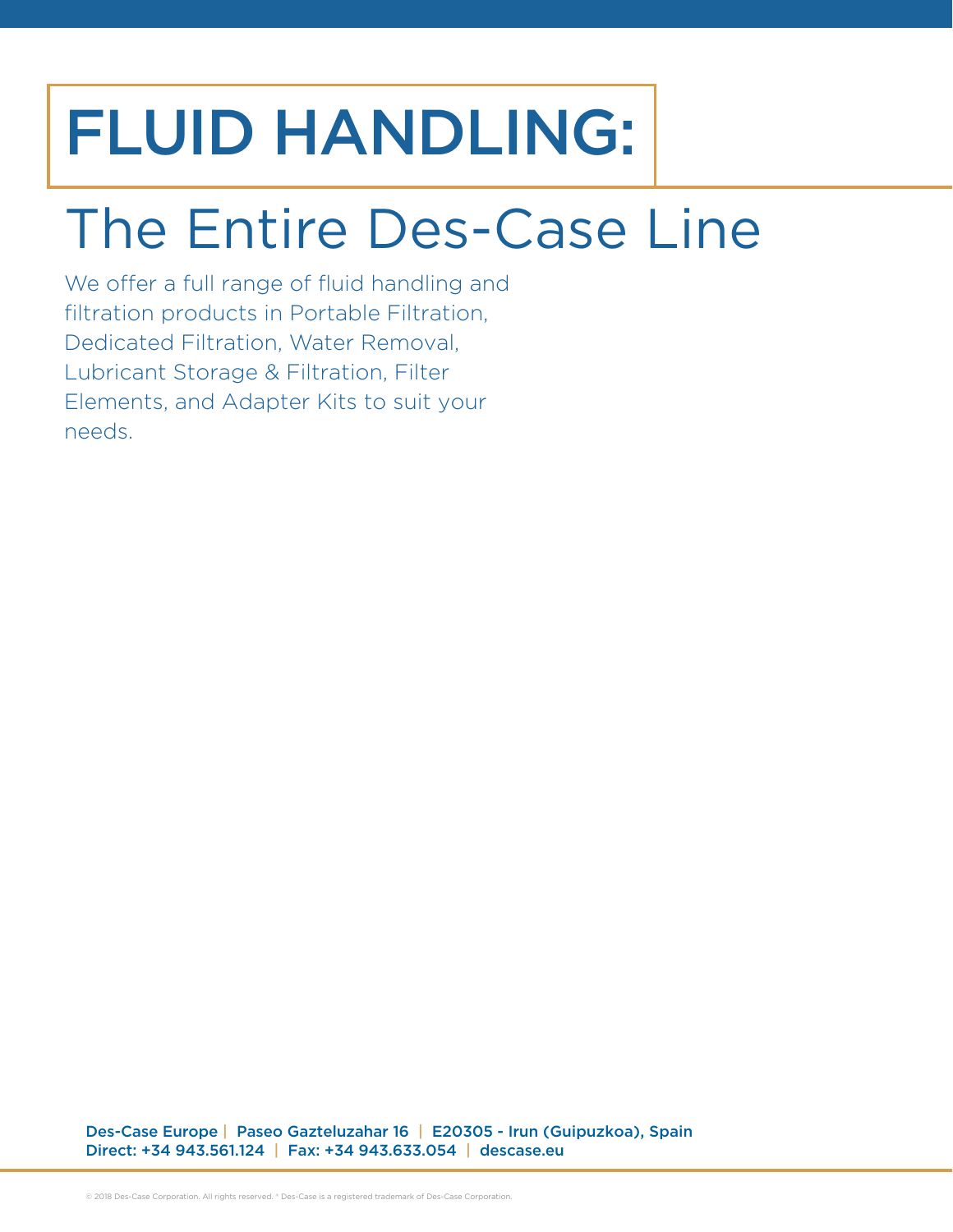# FLUID HANDLING:

## The Entire Des-Case Line

We offer a full range of fluid handling and filtration products in Portable Filtration, Dedicated Filtration, Water Removal, Lubricant Storage & Filtration, Filter Elements, and Adapter Kits to suit your needs.

**Des-Case Europe** | Paseo Gazteluzahar 16 | E20305 - Irun (Guipuzkoa), Spain
Direct: +34 943.561.124 | Fax: +34 943.633.054 | descase.eu

© 2018 Des-Case Corporation. All rights reserved. ® Des-Case is a registered trademark of Des-Case Corporation.